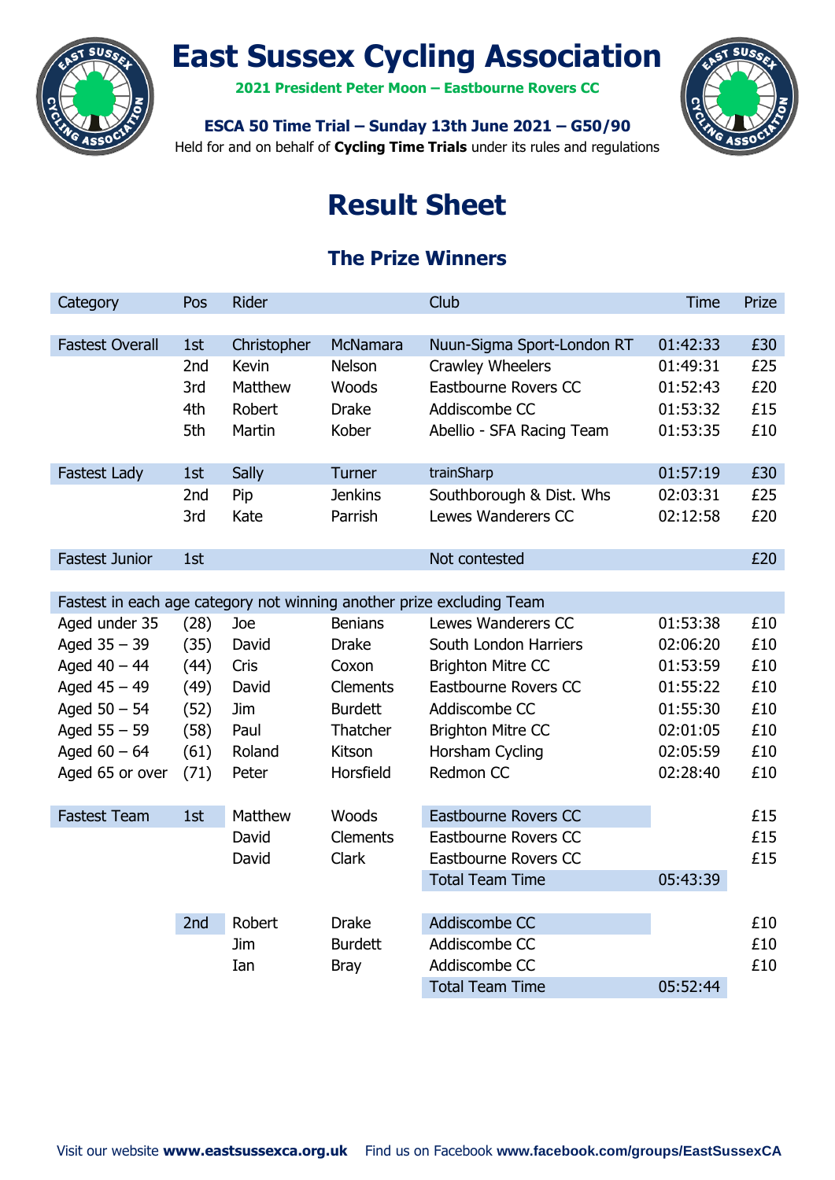# East Sussex Cycling Association

**2021 President Peter Moon – Eastbourne Rovers CC**

**ESCA 50 Time Trial – Sunday 13th June 2021 – G50/90**

Held for and on behalf of **Cycling Time Trials** under its rules and regulations

# Result Sheet

## The Prize Winners

| Category | Pos | Rider | | Club | Time | Prize |
|---|---|---|---|---|---|---|
| Fastest Overall | 1st | Christopher | McNamara | Nuun-Sigma Sport-London RT | 01:42:33 | £30 |
| | 2nd | Kevin | Nelson | Crawley Wheelers | 01:49:31 | £25 |
| | 3rd | Matthew | Woods | Eastbourne Rovers CC | 01:52:43 | £20 |
| | 4th | Robert | Drake | Addiscombe CC | 01:53:32 | £15 |
| | 5th | Martin | Kober | Abellio - SFA Racing Team | 01:53:35 | £10 |
| Fastest Lady | 1st | Sally | Turner | trainSharp | 01:57:19 | £30 |
| | 2nd | Pip | Jenkins | Southborough & Dist. Whs | 02:03:31 | £25 |
| | 3rd | Kate | Parrish | Lewes Wanderers CC | 02:12:58 | £20 |
| Fastest Junior | 1st | | | Not contested | | £20 |
| Fastest in each age category not winning another prize excluding Team | | | | | | |
| Aged under 35 | (28) | Joe | Benians | Lewes Wanderers CC | 01:53:38 | £10 |
| Aged 35 – 39 | (35) | David | Drake | South London Harriers | 02:06:20 | £10 |
| Aged 40 – 44 | (44) | Cris | Coxon | Brighton Mitre CC | 01:53:59 | £10 |
| Aged 45 – 49 | (49) | David | Clements | Eastbourne Rovers CC | 01:55:22 | £10 |
| Aged 50 – 54 | (52) | Jim | Burdett | Addiscombe CC | 01:55:30 | £10 |
| Aged 55 – 59 | (58) | Paul | Thatcher | Brighton Mitre CC | 02:01:05 | £10 |
| Aged 60 – 64 | (61) | Roland | Kitson | Horsham Cycling | 02:05:59 | £10 |
| Aged 65 or over | (71) | Peter | Horsfield | Redmon CC | 02:28:40 | £10 |
| Fastest Team | 1st | Matthew | Woods | Eastbourne Rovers CC | | £15 |
| | | David | Clements | Eastbourne Rovers CC | | £15 |
| | | David | Clark | Eastbourne Rovers CC | | £15 |
| | | | | Total Team Time | 05:43:39 | |
| | 2nd | Robert | Drake | Addiscombe CC | | £10 |
| | | Jim | Burdett | Addiscombe CC | | £10 |
| | | Ian | Bray | Addiscombe CC | | £10 |
| | | | | Total Team Time | 05:52:44 | |

Visit our website **www.eastsussexca.org.uk** Find us on Facebook **www.facebook.com/groups/EastSussexCA**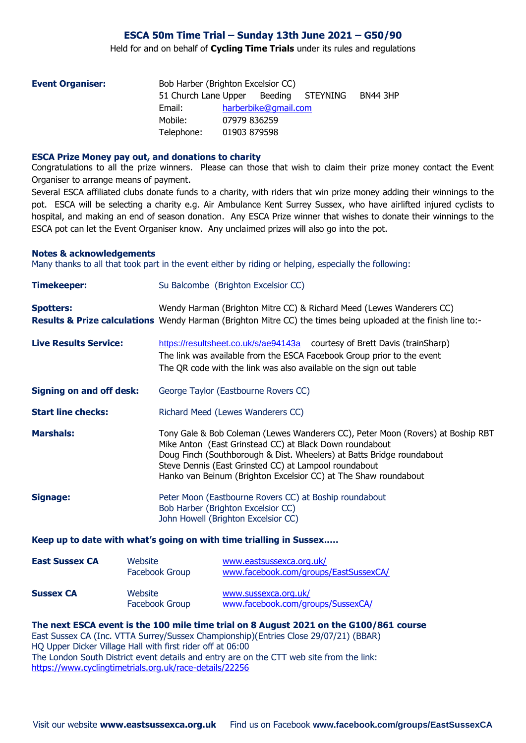## ESCA 50m Time Trial – Sunday 13th June 2021 – G50/90

Held for and on behalf of **Cycling Time Trials** under its rules and regulations

**Event Organiser:** Bob Harber (Brighton Excelsior CC)
51 Church Lane Upper Beeding STEYNING BN44 3HP
Email: harberbike@gmail.com
Mobile: 07979 836259
Telephone: 01903 879598

### ESCA Prize Money pay out, and donations to charity

Congratulations to all the prize winners. Please can those that wish to claim their prize money contact the Event Organiser to arrange means of payment.

Several ESCA affiliated clubs donate funds to a charity, with riders that win prize money adding their winnings to the pot. ESCA will be selecting a charity e.g. Air Ambulance Kent Surrey Sussex, who have airlifted injured cyclists to hospital, and making an end of season donation. Any ESCA Prize winner that wishes to donate their winnings to the ESCA pot can let the Event Organiser know. Any unclaimed prizes will also go into the pot.

### Notes & acknowledgements

Many thanks to all that took part in the event either by riding or helping, especially the following:

**Timekeeper:** Su Balcombe (Brighton Excelsior CC)

**Spotters:** Wendy Harman (Brighton Mitre CC) & Richard Meed (Lewes Wanderers CC)

**Results & Prize calculations** Wendy Harman (Brighton Mitre CC) the times being uploaded at the finish line to:-

**Live Results Service:** https://resultsheet.co.uk/s/ae94143a courtesy of Brett Davis (trainSharp)
The link was available from the ESCA Facebook Group prior to the event
The QR code with the link was also available on the sign out table

**Signing on and off desk:** George Taylor (Eastbourne Rovers CC)

**Start line checks:** Richard Meed (Lewes Wanderers CC)

**Marshals:** Tony Gale & Bob Coleman (Lewes Wanderers CC), Peter Moon (Rovers) at Boship RBT
Mike Anton (East Grinstead CC) at Black Down roundabout
Doug Finch (Southborough & Dist. Wheelers) at Batts Bridge roundabout
Steve Dennis (East Grinsted CC) at Lampool roundabout
Hanko van Beinum (Brighton Excelsior CC) at The Shaw roundabout

**Signage:** Peter Moon (Eastbourne Rovers CC) at Boship roundabout
Bob Harber (Brighton Excelsior CC)
John Howell (Brighton Excelsior CC)

### Keep up to date with what's going on with time trialling in Sussex…..

| | | |
|---|---|---|
| **East Sussex CA** | Website | www.eastsussexca.org.uk/ |
| | Facebook Group | www.facebook.com/groups/EastSussexCA/ |
| **Sussex CA** | Website | www.sussexca.org.uk/ |
| | Facebook Group | www.facebook.com/groups/SussexCA/ |

### The next ESCA event is the 100 mile time trial on 8 August 2021 on the G100/861 course

East Sussex CA (Inc. VTTA Surrey/Sussex Championship)(Entries Close 29/07/21) (BBAR)
HQ Upper Dicker Village Hall with first rider off at 06:00
The London South District event details and entry are on the CTT web site from the link:
https://www.cyclingtimetrials.org.uk/race-details/22256

Visit our website **www.eastsussexca.org.uk** Find us on Facebook **www.facebook.com/groups/EastSussexCA**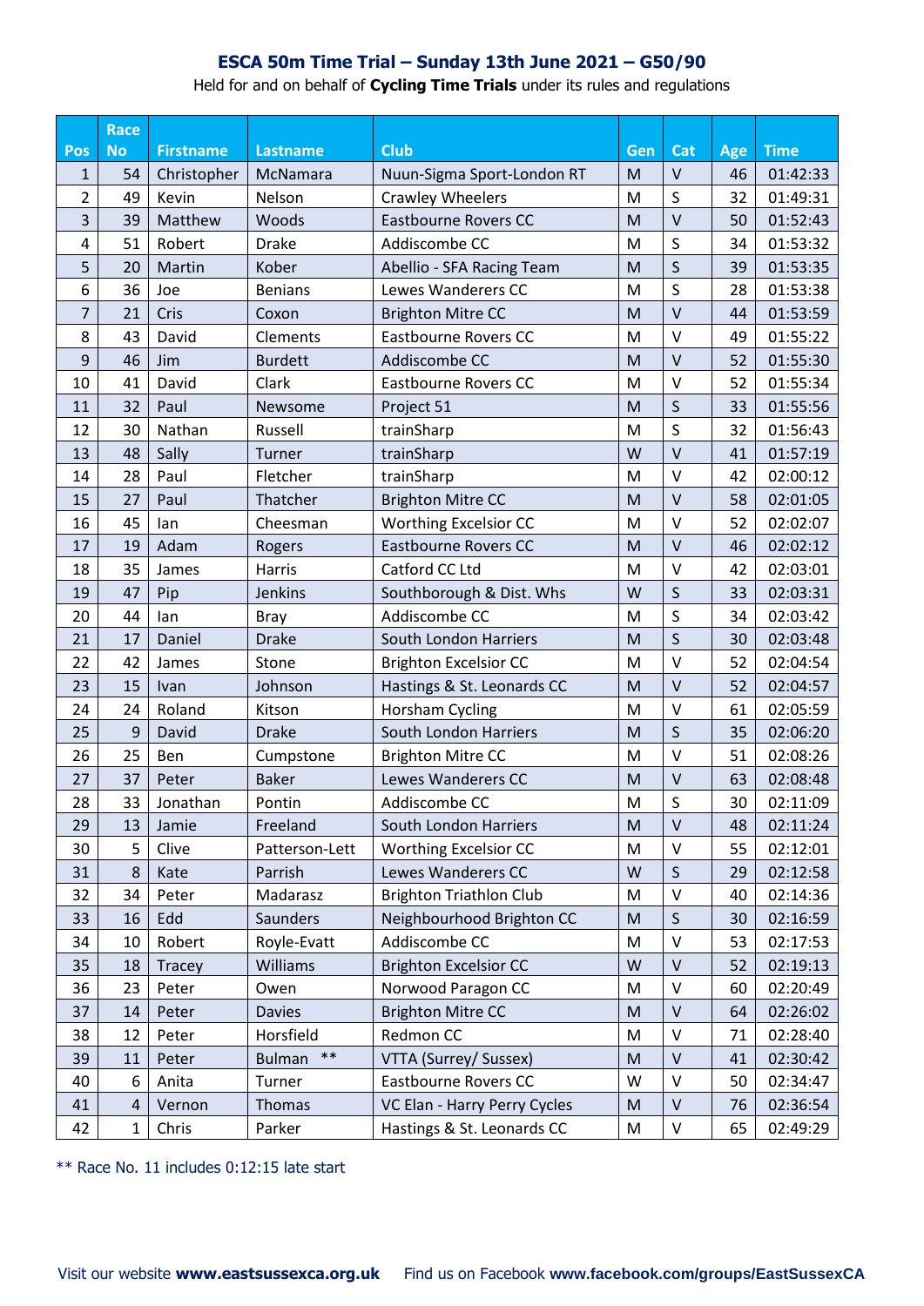# ESCA 50m Time Trial – Sunday 13th June 2021 – G50/90

Held for and on behalf of **Cycling Time Trials** under its rules and regulations

| Pos | Race No | Firstname | Lastname | Club | Gen | Cat | Age | Time |
|---|---|---|---|---|---|---|---|---|
| 1 | 54 | Christopher | McNamara | Nuun-Sigma Sport-London RT | M | V | 46 | 01:42:33 |
| 2 | 49 | Kevin | Nelson | Crawley Wheelers | M | S | 32 | 01:49:31 |
| 3 | 39 | Matthew | Woods | Eastbourne Rovers CC | M | V | 50 | 01:52:43 |
| 4 | 51 | Robert | Drake | Addiscombe CC | M | S | 34 | 01:53:32 |
| 5 | 20 | Martin | Kober | Abellio - SFA Racing Team | M | S | 39 | 01:53:35 |
| 6 | 36 | Joe | Benians | Lewes Wanderers CC | M | S | 28 | 01:53:38 |
| 7 | 21 | Cris | Coxon | Brighton Mitre CC | M | V | 44 | 01:53:59 |
| 8 | 43 | David | Clements | Eastbourne Rovers CC | M | V | 49 | 01:55:22 |
| 9 | 46 | Jim | Burdett | Addiscombe CC | M | V | 52 | 01:55:30 |
| 10 | 41 | David | Clark | Eastbourne Rovers CC | M | V | 52 | 01:55:34 |
| 11 | 32 | Paul | Newsome | Project 51 | M | S | 33 | 01:55:56 |
| 12 | 30 | Nathan | Russell | trainSharp | M | S | 32 | 01:56:43 |
| 13 | 48 | Sally | Turner | trainSharp | W | V | 41 | 01:57:19 |
| 14 | 28 | Paul | Fletcher | trainSharp | M | V | 42 | 02:00:12 |
| 15 | 27 | Paul | Thatcher | Brighton Mitre CC | M | V | 58 | 02:01:05 |
| 16 | 45 | Ian | Cheesman | Worthing Excelsior CC | M | V | 52 | 02:02:07 |
| 17 | 19 | Adam | Rogers | Eastbourne Rovers CC | M | V | 46 | 02:02:12 |
| 18 | 35 | James | Harris | Catford CC Ltd | M | V | 42 | 02:03:01 |
| 19 | 47 | Pip | Jenkins | Southborough & Dist. Whs | W | S | 33 | 02:03:31 |
| 20 | 44 | Ian | Bray | Addiscombe CC | M | S | 34 | 02:03:42 |
| 21 | 17 | Daniel | Drake | South London Harriers | M | S | 30 | 02:03:48 |
| 22 | 42 | James | Stone | Brighton Excelsior CC | M | V | 52 | 02:04:54 |
| 23 | 15 | Ivan | Johnson | Hastings & St. Leonards CC | M | V | 52 | 02:04:57 |
| 24 | 24 | Roland | Kitson | Horsham Cycling | M | V | 61 | 02:05:59 |
| 25 | 9 | David | Drake | South London Harriers | M | S | 35 | 02:06:20 |
| 26 | 25 | Ben | Cumpstone | Brighton Mitre CC | M | V | 51 | 02:08:26 |
| 27 | 37 | Peter | Baker | Lewes Wanderers CC | M | V | 63 | 02:08:48 |
| 28 | 33 | Jonathan | Pontin | Addiscombe CC | M | S | 30 | 02:11:09 |
| 29 | 13 | Jamie | Freeland | South London Harriers | M | V | 48 | 02:11:24 |
| 30 | 5 | Clive | Patterson-Lett | Worthing Excelsior CC | M | V | 55 | 02:12:01 |
| 31 | 8 | Kate | Parrish | Lewes Wanderers CC | W | S | 29 | 02:12:58 |
| 32 | 34 | Peter | Madarasz | Brighton Triathlon Club | M | V | 40 | 02:14:36 |
| 33 | 16 | Edd | Saunders | Neighbourhood Brighton CC | M | S | 30 | 02:16:59 |
| 34 | 10 | Robert | Royle-Evatt | Addiscombe CC | M | V | 53 | 02:17:53 |
| 35 | 18 | Tracey | Williams | Brighton Excelsior CC | W | V | 52 | 02:19:13 |
| 36 | 23 | Peter | Owen | Norwood Paragon CC | M | V | 60 | 02:20:49 |
| 37 | 14 | Peter | Davies | Brighton Mitre CC | M | V | 64 | 02:26:02 |
| 38 | 12 | Peter | Horsfield | Redmon CC | M | V | 71 | 02:28:40 |
| 39 | 11 | Peter | Bulman ** | VTTA (Surrey/ Sussex) | M | V | 41 | 02:30:42 |
| 40 | 6 | Anita | Turner | Eastbourne Rovers CC | W | V | 50 | 02:34:47 |
| 41 | 4 | Vernon | Thomas | VC Elan - Harry Perry Cycles | M | V | 76 | 02:36:54 |
| 42 | 1 | Chris | Parker | Hastings & St. Leonards CC | M | V | 65 | 02:49:29 |

** Race No. 11 includes 0:12:15 late start

Visit our website **www.eastsussexca.org.uk** Find us on Facebook **www.facebook.com/groups/EastSussexCA**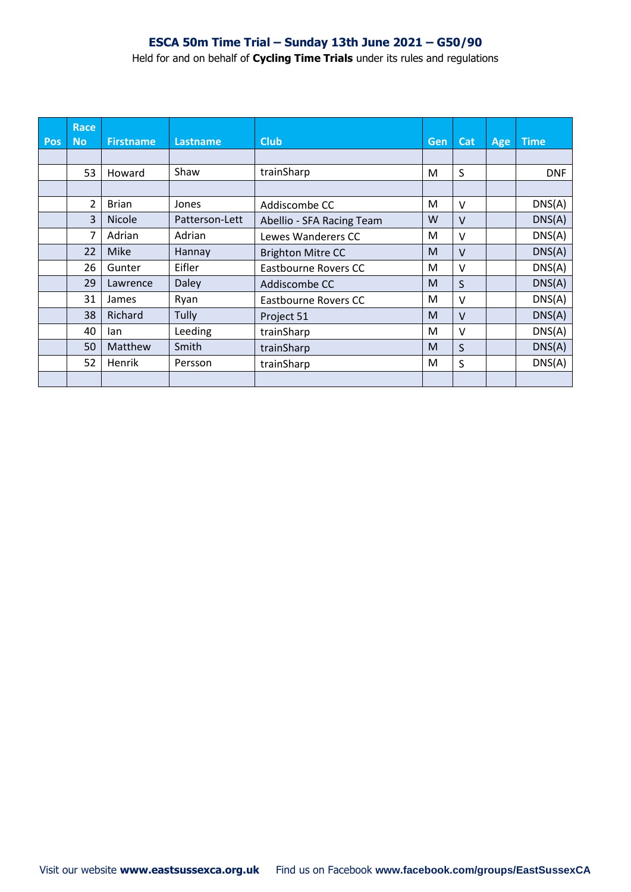**ESCA 50m Time Trial – Sunday 13th June 2021 – G50/90**

Held for and on behalf of **Cycling Time Trials** under its rules and regulations

| Pos | Race No | Firstname | Lastname | Club | Gen | Cat | Age | Time |
|---|---|---|---|---|---|---|---|---|
| | | | | | | | | |
| | 53 | Howard | Shaw | trainSharp | M | S | | DNF |
| | | | | | | | | |
| | 2 | Brian | Jones | Addiscombe CC | M | V | | DNS(A) |
| | 3 | Nicole | Patterson-Lett | Abellio - SFA Racing Team | W | V | | DNS(A) |
| | 7 | Adrian | Adrian | Lewes Wanderers CC | M | V | | DNS(A) |
| | 22 | Mike | Hannay | Brighton Mitre CC | M | V | | DNS(A) |
| | 26 | Gunter | Eifler | Eastbourne Rovers CC | M | V | | DNS(A) |
| | 29 | Lawrence | Daley | Addiscombe CC | M | S | | DNS(A) |
| | 31 | James | Ryan | Eastbourne Rovers CC | M | V | | DNS(A) |
| | 38 | Richard | Tully | Project 51 | M | V | | DNS(A) |
| | 40 | Ian | Leeding | trainSharp | M | V | | DNS(A) |
| | 50 | Matthew | Smith | trainSharp | M | S | | DNS(A) |
| | 52 | Henrik | Persson | trainSharp | M | S | | DNS(A) |
| | | | | | | | | |

Visit our website **www.eastsussexca.org.uk** Find us on Facebook **www.facebook.com/groups/EastSussexCA**